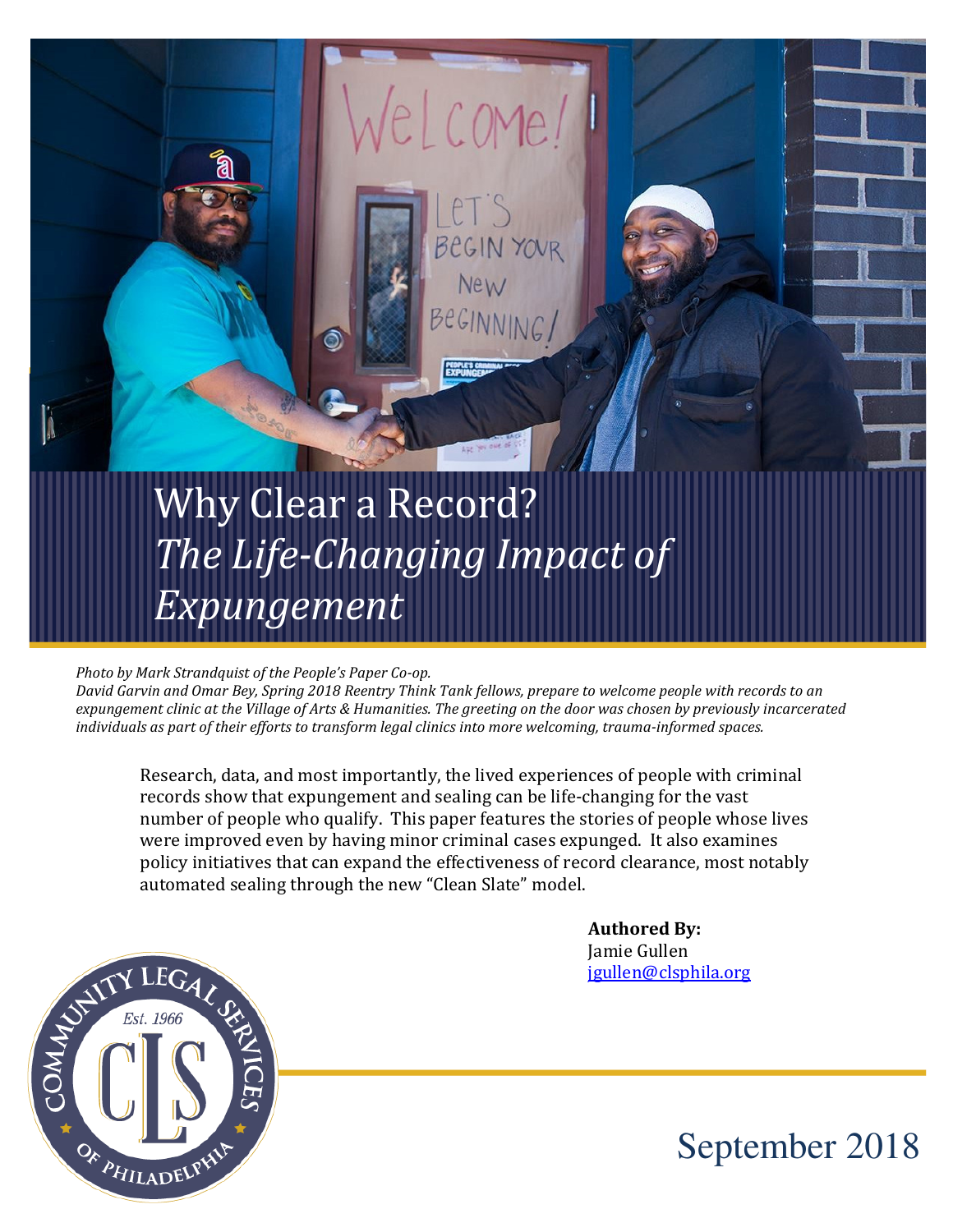# Why Clear a Record?

## *The Life-Changing Impact of Expungement*

*Photo by Mark Strandquist of the People's Paper Co-op.*
*David Garvin and Omar Bey, Spring 2018 Reentry Think Tank fellows, prepare to welcome people with records to an expungement clinic at the Village of Arts & Humanities. The greeting on the door was chosen by previously incarcerated individuals as part of their efforts to transform legal clinics into more welcoming, trauma-informed spaces.*

Research, data, and most importantly, the lived experiences of people with criminal records show that expungement and sealing can be life-changing for the vast number of people who qualify. This paper features the stories of people whose lives were improved even by having minor criminal cases expunged. It also examines policy initiatives that can expand the effectiveness of record clearance, most notably automated sealing through the new "Clean Slate" model.

**Authored By:**
Jamie Gullen
jgullen@clsphila.org

Community Legal Services of Philadelphia
Est. 1966

September 2018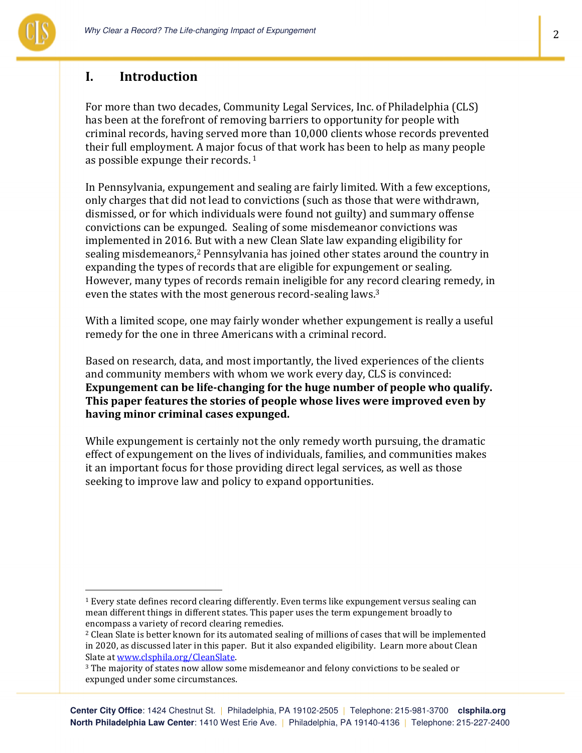## I. Introduction

For more than two decades, Community Legal Services, Inc. of Philadelphia (CLS) has been at the forefront of removing barriers to opportunity for people with criminal records, having served more than 10,000 clients whose records prevented their full employment. A major focus of that work has been to help as many people as possible expunge their records. [1]

In Pennsylvania, expungement and sealing are fairly limited. With a few exceptions, only charges that did not lead to convictions (such as those that were withdrawn, dismissed, or for which individuals were found not guilty) and summary offense convictions can be expunged. Sealing of some misdemeanor convictions was implemented in 2016. But with a new Clean Slate law expanding eligibility for sealing misdemeanors,[2] Pennsylvania has joined other states around the country in expanding the types of records that are eligible for expungement or sealing. However, many types of records remain ineligible for any record clearing remedy, in even the states with the most generous record-sealing laws.[3]

With a limited scope, one may fairly wonder whether expungement is really a useful remedy for the one in three Americans with a criminal record.

Based on research, data, and most importantly, the lived experiences of the clients and community members with whom we work every day, CLS is convinced: **Expungement can be life-changing for the huge number of people who qualify. This paper features the stories of people whose lives were improved even by having minor criminal cases expunged.**

While expungement is certainly not the only remedy worth pursuing, the dramatic effect of expungement on the lives of individuals, families, and communities makes it an important focus for those providing direct legal services, as well as those seeking to improve law and policy to expand opportunities.

---

[1] Every state defines record clearing differently. Even terms like expungement versus sealing can mean different things in different states. This paper uses the term expungement broadly to encompass a variety of record clearing remedies.

[2] Clean Slate is better known for its automated sealing of millions of cases that will be implemented in 2020, as discussed later in this paper. But it also expanded eligibility. Learn more about Clean Slate at www.clsphila.org/CleanSlate.

[3] The majority of states now allow some misdemeanor and felony convictions to be sealed or expunged under some circumstances.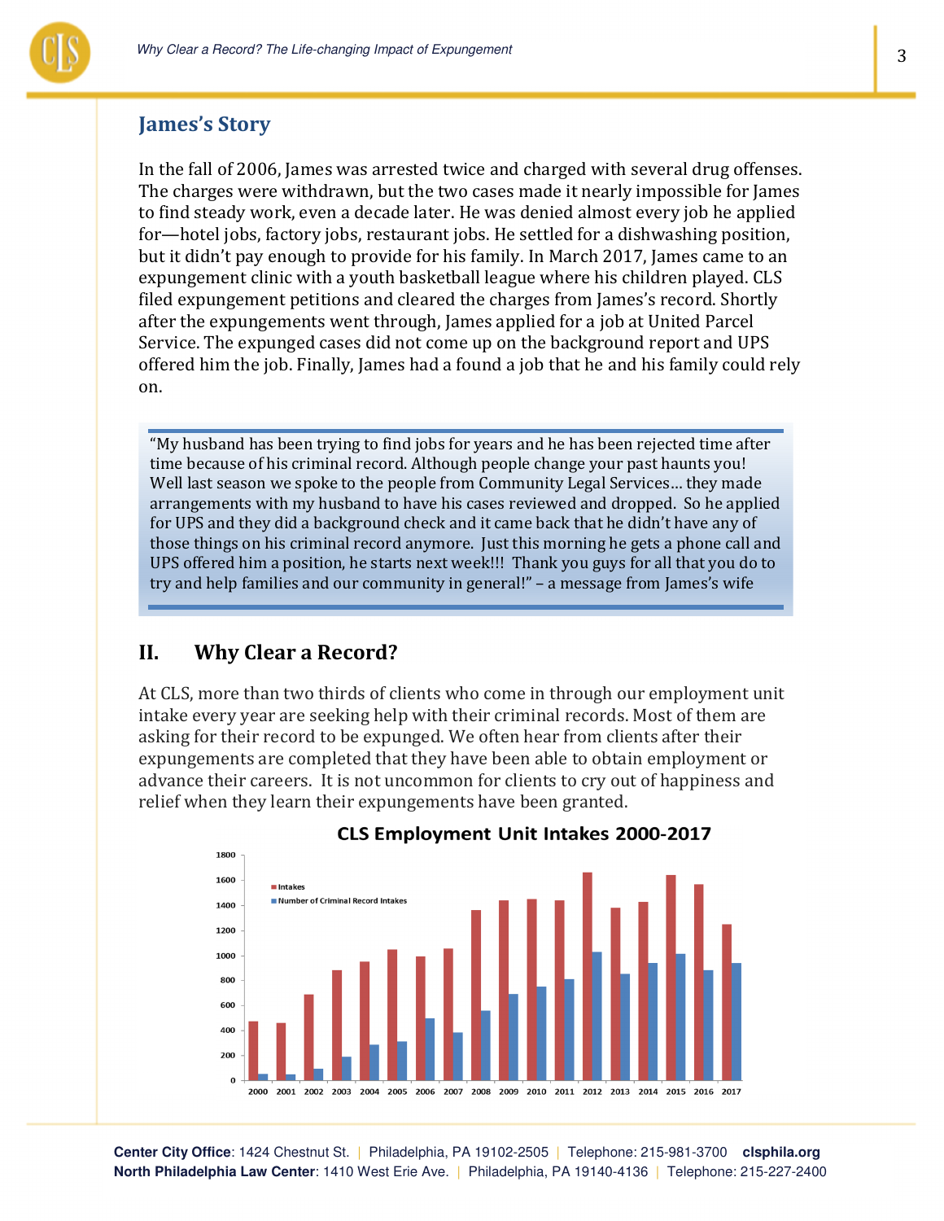## James's Story

In the fall of 2006, James was arrested twice and charged with several drug offenses. The charges were withdrawn, but the two cases made it nearly impossible for James to find steady work, even a decade later. He was denied almost every job he applied for—hotel jobs, factory jobs, restaurant jobs. He settled for a dishwashing position, but it didn't pay enough to provide for his family. In March 2017, James came to an expungement clinic with a youth basketball league where his children played. CLS filed expungement petitions and cleared the charges from James's record. Shortly after the expungements went through, James applied for a job at United Parcel Service. The expunged cases did not come up on the background report and UPS offered him the job. Finally, James had a found a job that he and his family could rely on.

> "My husband has been trying to find jobs for years and he has been rejected time after time because of his criminal record. Although people change your past haunts you! Well last season we spoke to the people from Community Legal Services… they made arrangements with my husband to have his cases reviewed and dropped. So he applied for UPS and they did a background check and it came back that he didn't have any of those things on his criminal record anymore. Just this morning he gets a phone call and UPS offered him a position, he starts next week!!! Thank you guys for all that you do to try and help families and our community in general!" – a message from James's wife

## II. Why Clear a Record?

At CLS, more than two thirds of clients who come in through our employment unit intake every year are seeking help with their criminal records. Most of them are asking for their record to be expunged. We often hear from clients after their expungements are completed that they have been able to obtain employment or advance their careers. It is not uncommon for clients to cry out of happiness and relief when they learn their expungements have been granted.

**CLS Employment Unit Intakes 2000-2017**

| Year | Intakes | Number of Criminal Record Intakes |
|---|---|---|
| 2000 | ~470 | ~50 |
| 2001 | ~460 | ~45 |
| 2002 | ~690 | ~90 |
| 2003 | ~880 | ~190 |
| 2004 | ~950 | ~280 |
| 2005 | ~1050 | ~310 |
| 2006 | ~990 | ~490 |
| 2007 | ~1050 | ~380 |
| 2008 | ~1360 | ~560 |
| 2009 | ~1440 | ~690 |
| 2010 | ~1450 | ~750 |
| 2011 | ~1440 | ~810 |
| 2012 | ~1660 | ~1030 |
| 2013 | ~1380 | ~850 |
| 2014 | ~1430 | ~940 |
| 2015 | ~1640 | ~1010 |
| 2016 | ~1570 | ~880 |
| 2017 | ~1250 | ~940 |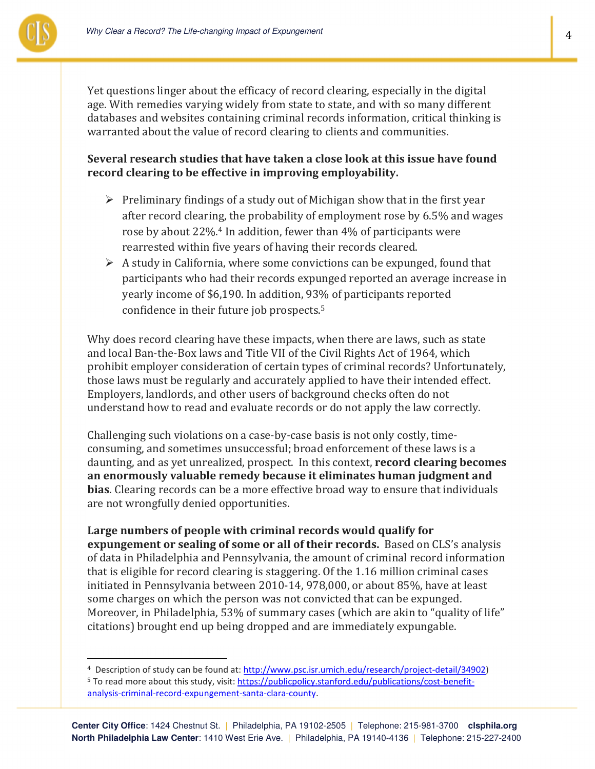Yet questions linger about the efficacy of record clearing, especially in the digital age. With remedies varying widely from state to state, and with so many different databases and websites containing criminal records information, critical thinking is warranted about the value of record clearing to clients and communities.

**Several research studies that have taken a close look at this issue have found record clearing to be effective in improving employability.**

- Preliminary findings of a study out of Michigan show that in the first year after record clearing, the probability of employment rose by 6.5% and wages rose by about 22%.[4] In addition, fewer than 4% of participants were rearrested within five years of having their records cleared.
- A study in California, where some convictions can be expunged, found that participants who had their records expunged reported an average increase in yearly income of $6,190. In addition, 93% of participants reported confidence in their future job prospects.[5]

Why does record clearing have these impacts, when there are laws, such as state and local Ban-the-Box laws and Title VII of the Civil Rights Act of 1964, which prohibit employer consideration of certain types of criminal records? Unfortunately, those laws must be regularly and accurately applied to have their intended effect. Employers, landlords, and other users of background checks often do not understand how to read and evaluate records or do not apply the law correctly.

Challenging such violations on a case-by-case basis is not only costly, time-consuming, and sometimes unsuccessful; broad enforcement of these laws is a daunting, and as yet unrealized, prospect. In this context, **record clearing becomes an enormously valuable remedy because it eliminates human judgment and bias**. Clearing records can be a more effective broad way to ensure that individuals are not wrongfully denied opportunities.

**Large numbers of people with criminal records would qualify for expungement or sealing of some or all of their records.** Based on CLS's analysis of data in Philadelphia and Pennsylvania, the amount of criminal record information that is eligible for record clearing is staggering. Of the 1.16 million criminal cases initiated in Pennsylvania between 2010-14, 978,000, or about 85%, have at least some charges on which the person was not convicted that can be expunged. Moreover, in Philadelphia, 53% of summary cases (which are akin to "quality of life" citations) brought end up being dropped and are immediately expungable.

---

[4] Description of study can be found at: http://www.psc.isr.umich.edu/research/project-detail/34902)

[5] To read more about this study, visit: https://publicpolicy.stanford.edu/publications/cost-benefit-analysis-criminal-record-expungement-santa-clara-county.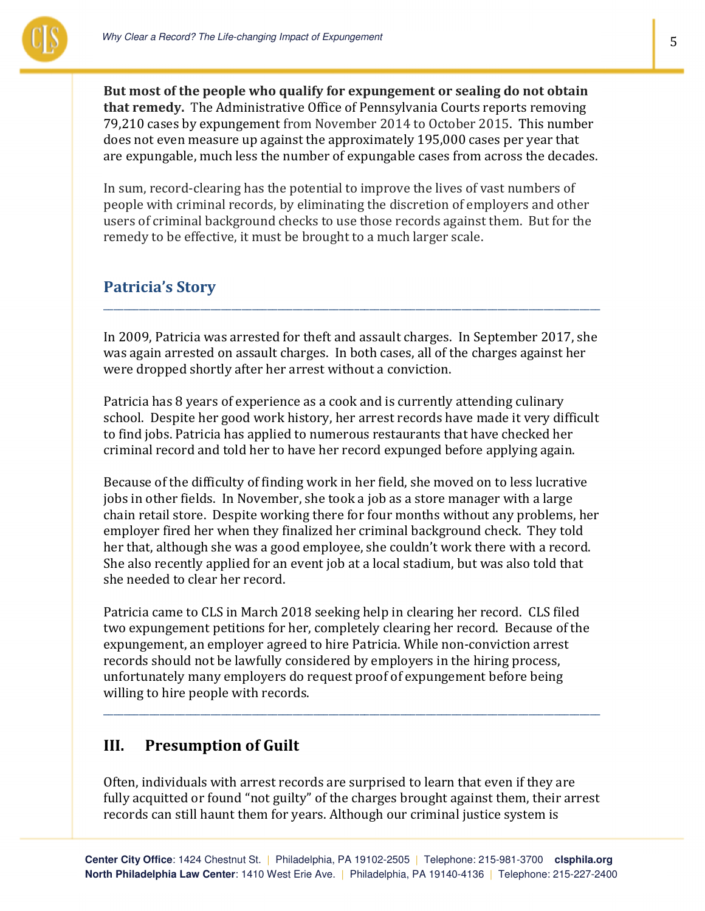**But most of the people who qualify for expungement or sealing do not obtain that remedy.** The Administrative Office of Pennsylvania Courts reports removing 79,210 cases by expungement from November 2014 to October 2015. This number does not even measure up against the approximately 195,000 cases per year that are expungable, much less the number of expungable cases from across the decades.

In sum, record-clearing has the potential to improve the lives of vast numbers of people with criminal records, by eliminating the discretion of employers and other users of criminal background checks to use those records against them. But for the remedy to be effective, it must be brought to a much larger scale.

## Patricia's Story

---

In 2009, Patricia was arrested for theft and assault charges. In September 2017, she was again arrested on assault charges. In both cases, all of the charges against her were dropped shortly after her arrest without a conviction.

Patricia has 8 years of experience as a cook and is currently attending culinary school. Despite her good work history, her arrest records have made it very difficult to find jobs. Patricia has applied to numerous restaurants that have checked her criminal record and told her to have her record expunged before applying again.

Because of the difficulty of finding work in her field, she moved on to less lucrative jobs in other fields. In November, she took a job as a store manager with a large chain retail store. Despite working there for four months without any problems, her employer fired her when they finalized her criminal background check. They told her that, although she was a good employee, she couldn't work there with a record. She also recently applied for an event job at a local stadium, but was also told that she needed to clear her record.

Patricia came to CLS in March 2018 seeking help in clearing her record. CLS filed two expungement petitions for her, completely clearing her record. Because of the expungement, an employer agreed to hire Patricia. While non-conviction arrest records should not be lawfully considered by employers in the hiring process, unfortunately many employers do request proof of expungement before being willing to hire people with records.

---

## III. Presumption of Guilt

Often, individuals with arrest records are surprised to learn that even if they are fully acquitted or found "not guilty" of the charges brought against them, their arrest records can still haunt them for years. Although our criminal justice system is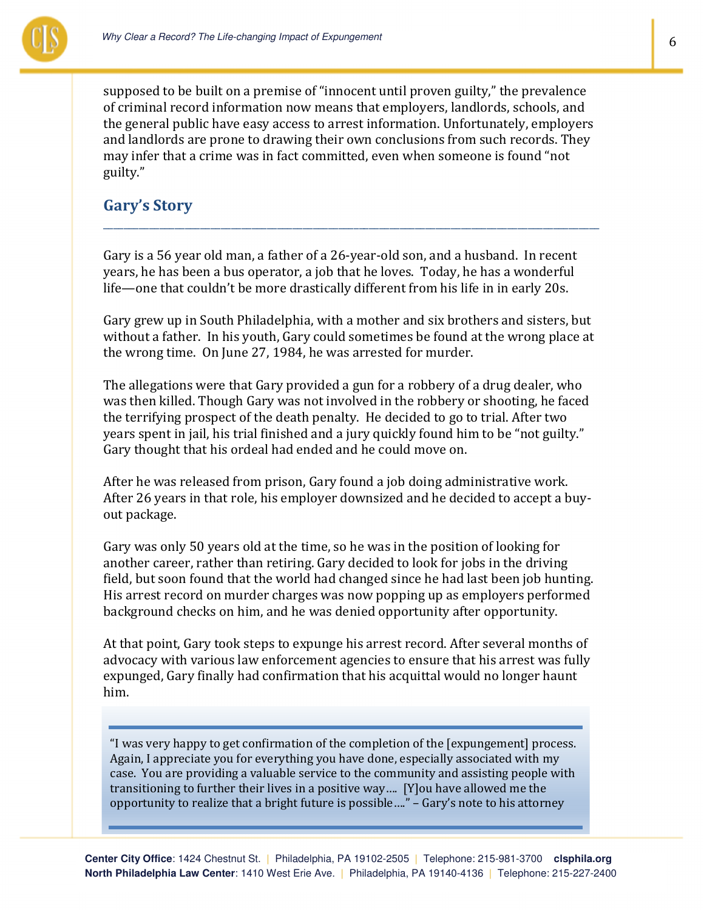supposed to be built on a premise of "innocent until proven guilty," the prevalence of criminal record information now means that employers, landlords, schools, and the general public have easy access to arrest information. Unfortunately, employers and landlords are prone to drawing their own conclusions from such records. They may infer that a crime was in fact committed, even when someone is found "not guilty."

## Gary's Story

Gary is a 56 year old man, a father of a 26-year-old son, and a husband. In recent years, he has been a bus operator, a job that he loves. Today, he has a wonderful life—one that couldn't be more drastically different from his life in in early 20s.

Gary grew up in South Philadelphia, with a mother and six brothers and sisters, but without a father. In his youth, Gary could sometimes be found at the wrong place at the wrong time. On June 27, 1984, he was arrested for murder.

The allegations were that Gary provided a gun for a robbery of a drug dealer, who was then killed. Though Gary was not involved in the robbery or shooting, he faced the terrifying prospect of the death penalty. He decided to go to trial. After two years spent in jail, his trial finished and a jury quickly found him to be "not guilty." Gary thought that his ordeal had ended and he could move on.

After he was released from prison, Gary found a job doing administrative work. After 26 years in that role, his employer downsized and he decided to accept a buy-out package.

Gary was only 50 years old at the time, so he was in the position of looking for another career, rather than retiring. Gary decided to look for jobs in the driving field, but soon found that the world had changed since he had last been job hunting. His arrest record on murder charges was now popping up as employers performed background checks on him, and he was denied opportunity after opportunity.

At that point, Gary took steps to expunge his arrest record. After several months of advocacy with various law enforcement agencies to ensure that his arrest was fully expunged, Gary finally had confirmation that his acquittal would no longer haunt him.

> "I was very happy to get confirmation of the completion of the [expungement] process. Again, I appreciate you for everything you have done, especially associated with my case. You are providing a valuable service to the community and assisting people with transitioning to further their lives in a positive way…. [Y]ou have allowed me the opportunity to realize that a bright future is possible…." – Gary's note to his attorney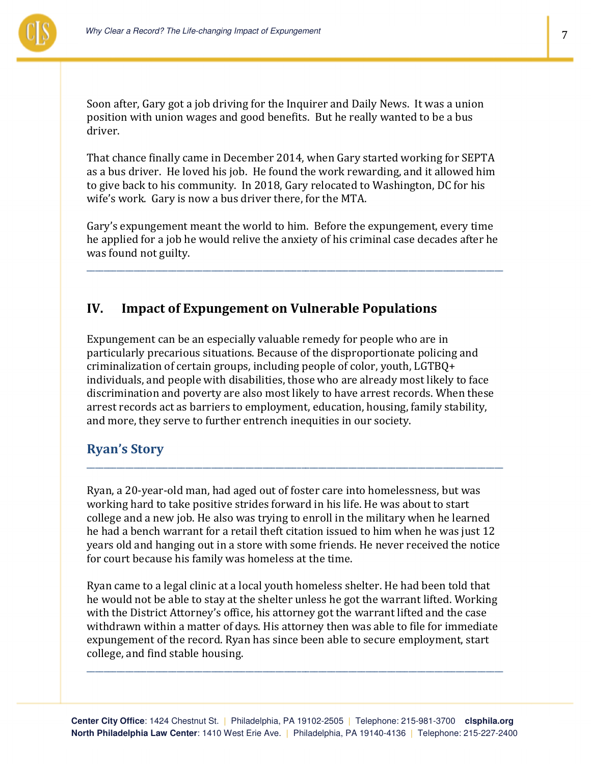Soon after, Gary got a job driving for the Inquirer and Daily News. It was a union position with union wages and good benefits. But he really wanted to be a bus driver.

That chance finally came in December 2014, when Gary started working for SEPTA as a bus driver. He loved his job. He found the work rewarding, and it allowed him to give back to his community. In 2018, Gary relocated to Washington, DC for his wife's work. Gary is now a bus driver there, for the MTA.

Gary's expungement meant the world to him. Before the expungement, every time he applied for a job he would relive the anxiety of his criminal case decades after he was found not guilty.

---

## IV. Impact of Expungement on Vulnerable Populations

Expungement can be an especially valuable remedy for people who are in particularly precarious situations. Because of the disproportionate policing and criminalization of certain groups, including people of color, youth, LGTBQ+ individuals, and people with disabilities, those who are already most likely to face discrimination and poverty are also most likely to have arrest records. When these arrest records act as barriers to employment, education, housing, family stability, and more, they serve to further entrench inequities in our society.

### Ryan's Story

---

Ryan, a 20-year-old man, had aged out of foster care into homelessness, but was working hard to take positive strides forward in his life. He was about to start college and a new job. He also was trying to enroll in the military when he learned he had a bench warrant for a retail theft citation issued to him when he was just 12 years old and hanging out in a store with some friends. He never received the notice for court because his family was homeless at the time.

Ryan came to a legal clinic at a local youth homeless shelter. He had been told that he would not be able to stay at the shelter unless he got the warrant lifted. Working with the District Attorney's office, his attorney got the warrant lifted and the case withdrawn within a matter of days. His attorney then was able to file for immediate expungement of the record. Ryan has since been able to secure employment, start college, and find stable housing.

---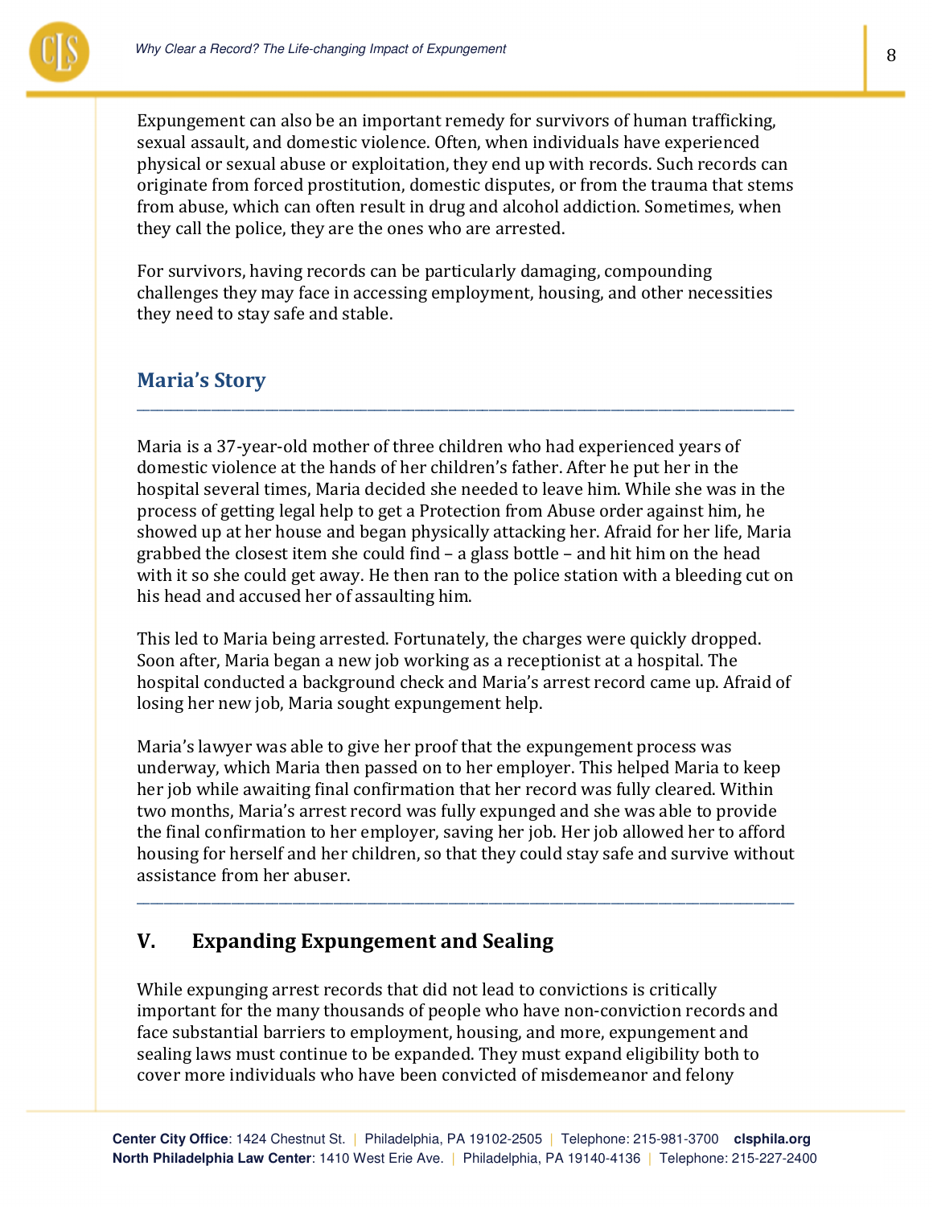Expungement can also be an important remedy for survivors of human trafficking, sexual assault, and domestic violence. Often, when individuals have experienced physical or sexual abuse or exploitation, they end up with records. Such records can originate from forced prostitution, domestic disputes, or from the trauma that stems from abuse, which can often result in drug and alcohol addiction. Sometimes, when they call the police, they are the ones who are arrested.

For survivors, having records can be particularly damaging, compounding challenges they may face in accessing employment, housing, and other necessities they need to stay safe and stable.

### Maria's Story

---

Maria is a 37-year-old mother of three children who had experienced years of domestic violence at the hands of her children's father. After he put her in the hospital several times, Maria decided she needed to leave him. While she was in the process of getting legal help to get a Protection from Abuse order against him, he showed up at her house and began physically attacking her. Afraid for her life, Maria grabbed the closest item she could find – a glass bottle – and hit him on the head with it so she could get away. He then ran to the police station with a bleeding cut on his head and accused her of assaulting him.

This led to Maria being arrested. Fortunately, the charges were quickly dropped. Soon after, Maria began a new job working as a receptionist at a hospital. The hospital conducted a background check and Maria's arrest record came up. Afraid of losing her new job, Maria sought expungement help.

Maria's lawyer was able to give her proof that the expungement process was underway, which Maria then passed on to her employer. This helped Maria to keep her job while awaiting final confirmation that her record was fully cleared. Within two months, Maria's arrest record was fully expunged and she was able to provide the final confirmation to her employer, saving her job. Her job allowed her to afford housing for herself and her children, so that they could stay safe and survive without assistance from her abuser.

---

## V. Expanding Expungement and Sealing

While expunging arrest records that did not lead to convictions is critically important for the many thousands of people who have non-conviction records and face substantial barriers to employment, housing, and more, expungement and sealing laws must continue to be expanded. They must expand eligibility both to cover more individuals who have been convicted of misdemeanor and felony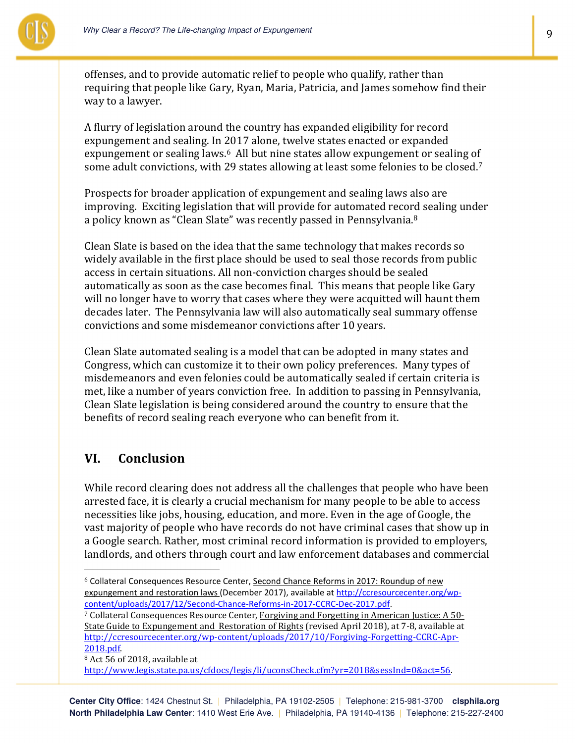offenses, and to provide automatic relief to people who qualify, rather than requiring that people like Gary, Ryan, Maria, Patricia, and James somehow find their way to a lawyer.

A flurry of legislation around the country has expanded eligibility for record expungement and sealing. In 2017 alone, twelve states enacted or expanded expungement or sealing laws.[6] All but nine states allow expungement or sealing of some adult convictions, with 29 states allowing at least some felonies to be closed.[7]

Prospects for broader application of expungement and sealing laws also are improving. Exciting legislation that will provide for automated record sealing under a policy known as "Clean Slate" was recently passed in Pennsylvania.[8]

Clean Slate is based on the idea that the same technology that makes records so widely available in the first place should be used to seal those records from public access in certain situations. All non-conviction charges should be sealed automatically as soon as the case becomes final. This means that people like Gary will no longer have to worry that cases where they were acquitted will haunt them decades later. The Pennsylvania law will also automatically seal summary offense convictions and some misdemeanor convictions after 10 years.

Clean Slate automated sealing is a model that can be adopted in many states and Congress, which can customize it to their own policy preferences. Many types of misdemeanors and even felonies could be automatically sealed if certain criteria is met, like a number of years conviction free. In addition to passing in Pennsylvania, Clean Slate legislation is being considered around the country to ensure that the benefits of record sealing reach everyone who can benefit from it.

## VI. Conclusion

While record clearing does not address all the challenges that people who have been arrested face, it is clearly a crucial mechanism for many people to be able to access necessities like jobs, housing, education, and more. Even in the age of Google, the vast majority of people who have records do not have criminal cases that show up in a Google search. Rather, most criminal record information is provided to employers, landlords, and others through court and law enforcement databases and commercial

---

[6] Collateral Consequences Resource Center, Second Chance Reforms in 2017: Roundup of new expungement and restoration laws (December 2017), available at http://ccresourcecenter.org/wp-content/uploads/2017/12/Second-Chance-Reforms-in-2017-CCRC-Dec-2017.pdf.

[7] Collateral Consequences Resource Center, Forgiving and Forgetting in American Justice: A 50-State Guide to Expungement and Restoration of Rights (revised April 2018), at 7-8, available at http://ccresourcecenter.org/wp-content/uploads/2017/10/Forgiving-Forgetting-CCRC-Apr-2018.pdf.

[8] Act 56 of 2018, available at http://www.legis.state.pa.us/cfdocs/legis/li/uconsCheck.cfm?yr=2018&sessInd=0&act=56.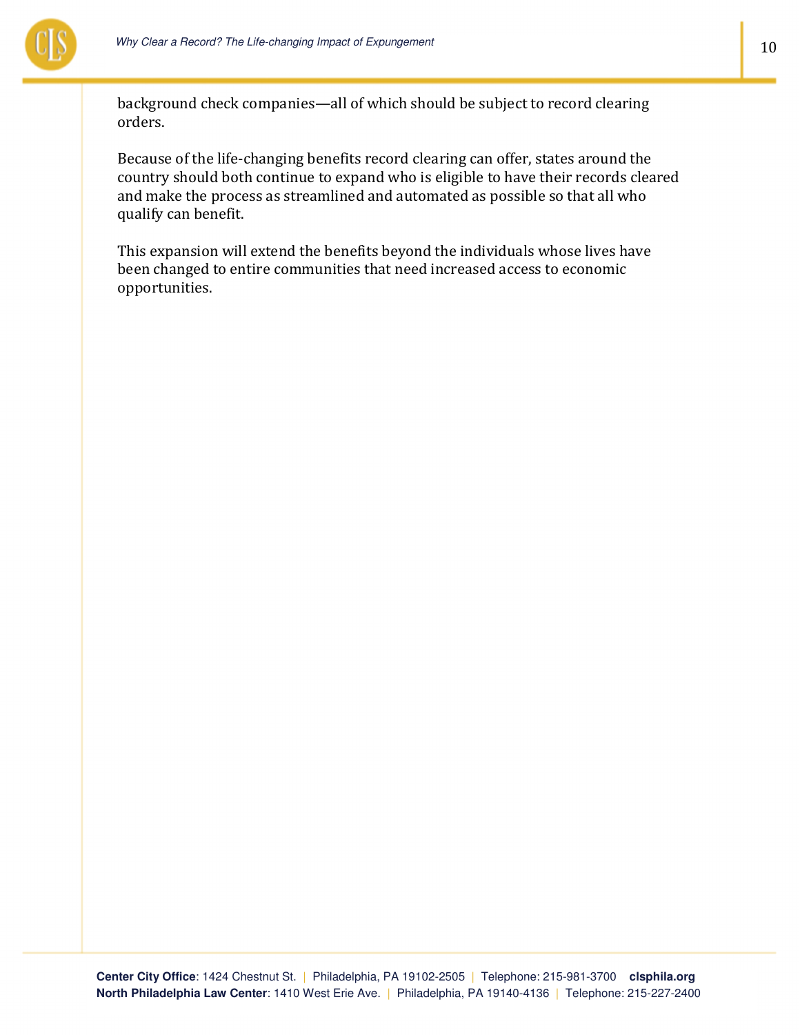background check companies—all of which should be subject to record clearing orders.

Because of the life-changing benefits record clearing can offer, states around the country should both continue to expand who is eligible to have their records cleared and make the process as streamlined and automated as possible so that all who qualify can benefit.

This expansion will extend the benefits beyond the individuals whose lives have been changed to entire communities that need increased access to economic opportunities.